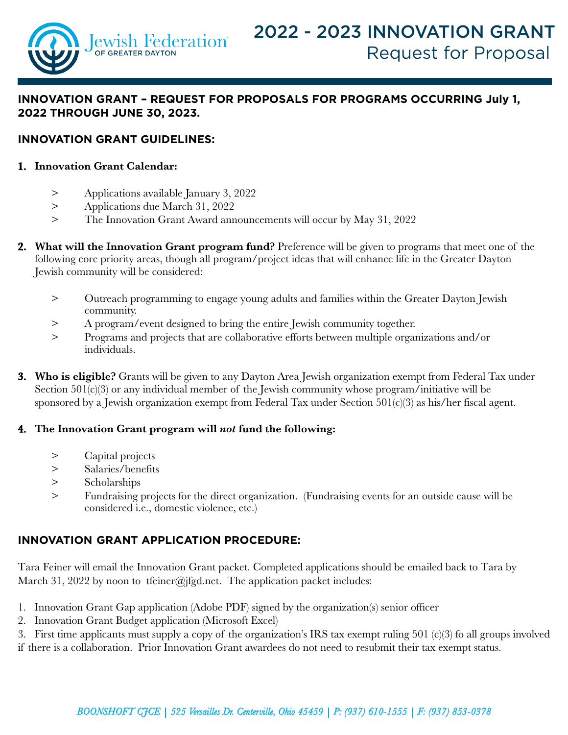Jewish Federation OF GREATER DAYTON

# 2022 - 2023 INNOVATION GRANT
## Request for Proposal

**INNOVATION GRANT – REQUEST FOR PROPOSALS FOR PROGRAMS OCCURRING July 1, 2022 THROUGH JUNE 30, 2023.**

**INNOVATION GRANT GUIDELINES:**

1. **Innovation Grant Calendar:**

   > Applications available January 3, 2022
   >
   > Applications due March 31, 2022
   >
   > The Innovation Grant Award announcements will occur by May 31, 2022

2. **What will the Innovation Grant program fund?** Preference will be given to programs that meet one of the following core priority areas, though all program/project ideas that will enhance life in the Greater Dayton Jewish community will be considered:

   > Outreach programming to engage young adults and families within the Greater Dayton Jewish community.
   >
   > A program/event designed to bring the entire Jewish community together.
   >
   > Programs and projects that are collaborative efforts between multiple organizations and/or individuals.

3. **Who is eligible?** Grants will be given to any Dayton Area Jewish organization exempt from Federal Tax under Section 501(c)(3) or any individual member of the Jewish community whose program/initiative will be sponsored by a Jewish organization exempt from Federal Tax under Section 501(c)(3) as his/her fiscal agent.

4. **The Innovation Grant program will *not* fund the following:**

   > Capital projects
   >
   > Salaries/benefits
   >
   > Scholarships
   >
   > Fundraising projects for the direct organization. (Fundraising events for an outside cause will be considered i.e., domestic violence, etc.)

**INNOVATION GRANT APPLICATION PROCEDURE:**

Tara Feiner will email the Innovation Grant packet. Completed applications should be emailed back to Tara by March 31, 2022 by noon to tfeiner@jfgd.net. The application packet includes:

1. Innovation Grant Gap application (Adobe PDF) signed by the organization(s) senior officer
2. Innovation Grant Budget application (Microsoft Excel)
3. First time applicants must supply a copy of the organization's IRS tax exempt ruling 501 (c)(3) fo all groups involved if there is a collaboration. Prior Innovation Grant awardees do not need to resubmit their tax exempt status.

*BOONSHOFT CJCE | 525 Versailles Dr. Centerville, Ohio 45459 | P: (937) 610-1555 | F: (937) 853-0378*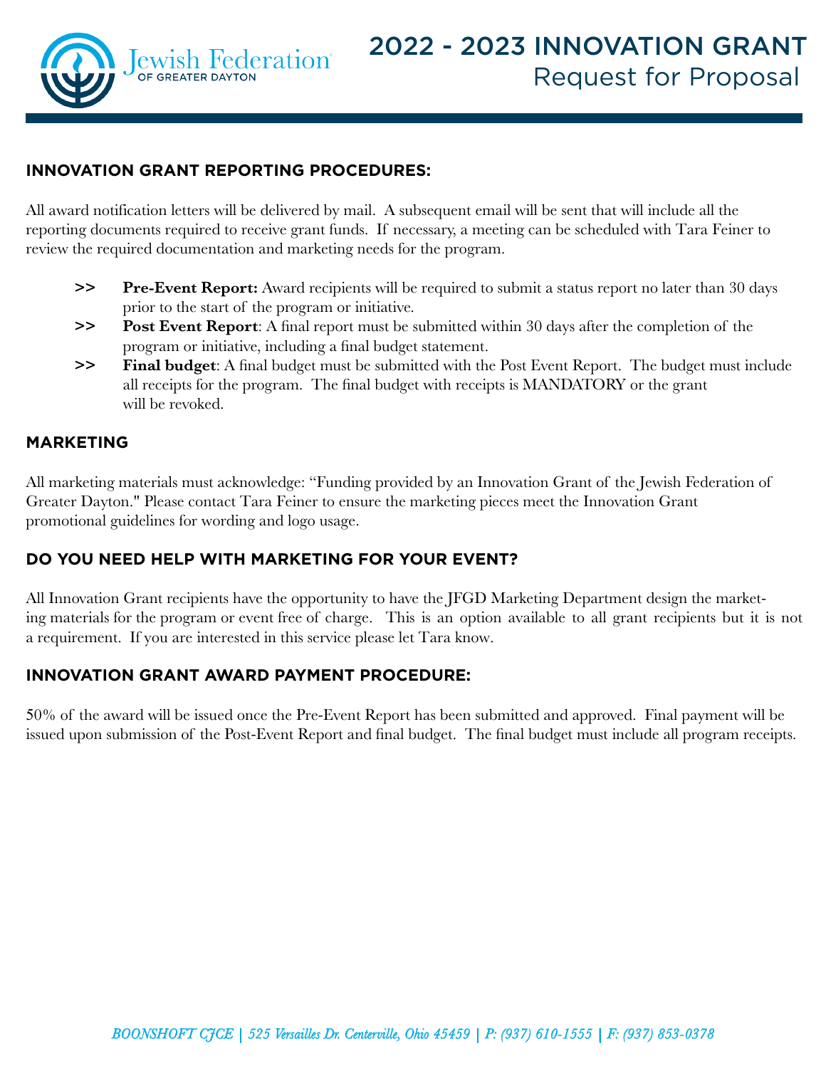# 2022 - 2023 INNOVATION GRANT
## Request for Proposal

## INNOVATION GRANT REPORTING PROCEDURES:

All award notification letters will be delivered by mail. A subsequent email will be sent that will include all the reporting documents required to receive grant funds. If necessary, a meeting can be scheduled with Tara Feiner to review the required documentation and marketing needs for the program.

- **Pre-Event Report:** Award recipients will be required to submit a status report no later than 30 days prior to the start of the program or initiative.
- **Post Event Report**: A final report must be submitted within 30 days after the completion of the program or initiative, including a final budget statement.
- **Final budget**: A final budget must be submitted with the Post Event Report. The budget must include all receipts for the program. The final budget with receipts is MANDATORY or the grant will be revoked.

## MARKETING

All marketing materials must acknowledge: "Funding provided by an Innovation Grant of the Jewish Federation of Greater Dayton." Please contact Tara Feiner to ensure the marketing pieces meet the Innovation Grant promotional guidelines for wording and logo usage.

## DO YOU NEED HELP WITH MARKETING FOR YOUR EVENT?

All Innovation Grant recipients have the opportunity to have the JFGD Marketing Department design the marketing materials for the program or event free of charge. This is an option available to all grant recipients but it is not a requirement. If you are interested in this service please let Tara know.

## INNOVATION GRANT AWARD PAYMENT PROCEDURE:

50% of the award will be issued once the Pre-Event Report has been submitted and approved. Final payment will be issued upon submission of the Post-Event Report and final budget. The final budget must include all program receipts.

*BOONSHOFT CJCE | 525 Versailles Dr. Centerville, Ohio 45459 | P: (937) 610-1555 | F: (937) 853-0378*